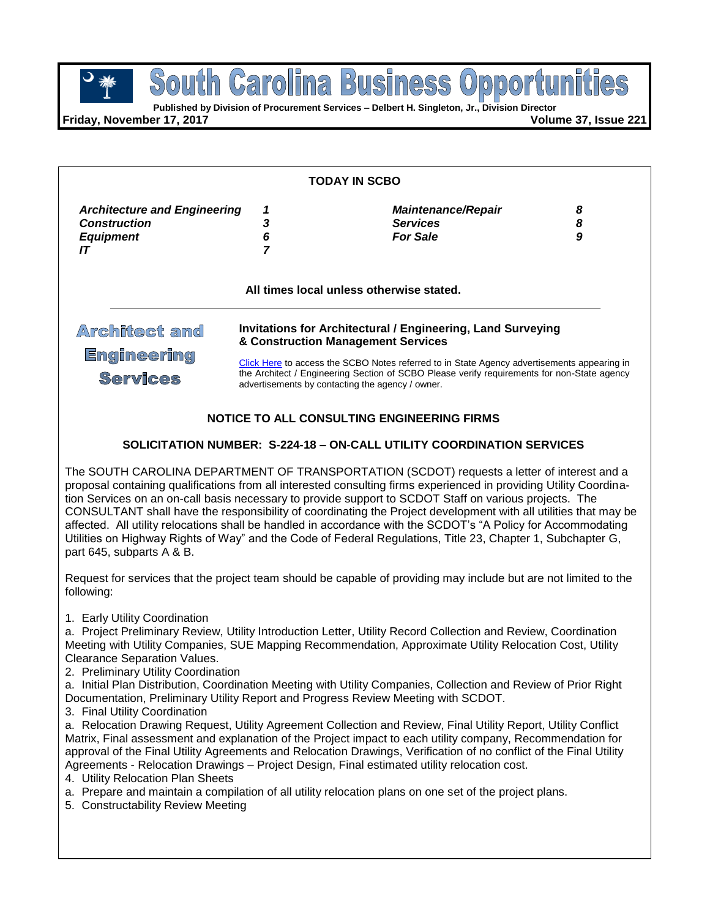# South Carolina Business Opportunities

**Published by Division of Procurement Services – Delbert H. Singleton, Jr., Division Director**

**Friday, November 17, 2017** **Volume 37, Issue 221**

## TODAY IN SCBO

| | | | |
|---|---|---|---|
| ***Architecture and Engineering*** | ***1*** | ***Maintenance/Repair*** | ***8*** |
| ***Construction*** | ***3*** | ***Services*** | ***8*** |
| ***Equipment*** | ***6*** | ***For Sale*** | ***9*** |
| ***IT*** | ***7*** | | |

**All times local unless otherwise stated.**

## Architect and Engineering Services

### Invitations for Architectural / Engineering, Land Surveying & Construction Management Services

Click Here to access the SCBO Notes referred to in State Agency advertisements appearing in the Architect / Engineering Section of SCBO Please verify requirements for non-State agency advertisements by contacting the agency / owner.

### NOTICE TO ALL CONSULTING ENGINEERING FIRMS

### SOLICITATION NUMBER: S-224-18 – ON-CALL UTILITY COORDINATION SERVICES

The SOUTH CAROLINA DEPARTMENT OF TRANSPORTATION (SCDOT) requests a letter of interest and a proposal containing qualifications from all interested consulting firms experienced in providing Utility Coordination Services on an on-call basis necessary to provide support to SCDOT Staff on various projects. The CONSULTANT shall have the responsibility of coordinating the Project development with all utilities that may be affected. All utility relocations shall be handled in accordance with the SCDOT's "A Policy for Accommodating Utilities on Highway Rights of Way" and the Code of Federal Regulations, Title 23, Chapter 1, Subchapter G, part 645, subparts A & B.

Request for services that the project team should be capable of providing may include but are not limited to the following:

1. Early Utility Coordination
   a. Project Preliminary Review, Utility Introduction Letter, Utility Record Collection and Review, Coordination Meeting with Utility Companies, SUE Mapping Recommendation, Approximate Utility Relocation Cost, Utility Clearance Separation Values.
2. Preliminary Utility Coordination
   a. Initial Plan Distribution, Coordination Meeting with Utility Companies, Collection and Review of Prior Right Documentation, Preliminary Utility Report and Progress Review Meeting with SCDOT.
3. Final Utility Coordination
   a. Relocation Drawing Request, Utility Agreement Collection and Review, Final Utility Report, Utility Conflict Matrix, Final assessment and explanation of the Project impact to each utility company, Recommendation for approval of the Final Utility Agreements and Relocation Drawings, Verification of no conflict of the Final Utility Agreements - Relocation Drawings – Project Design, Final estimated utility relocation cost.
4. Utility Relocation Plan Sheets
   a. Prepare and maintain a compilation of all utility relocation plans on one set of the project plans.
5. Constructability Review Meeting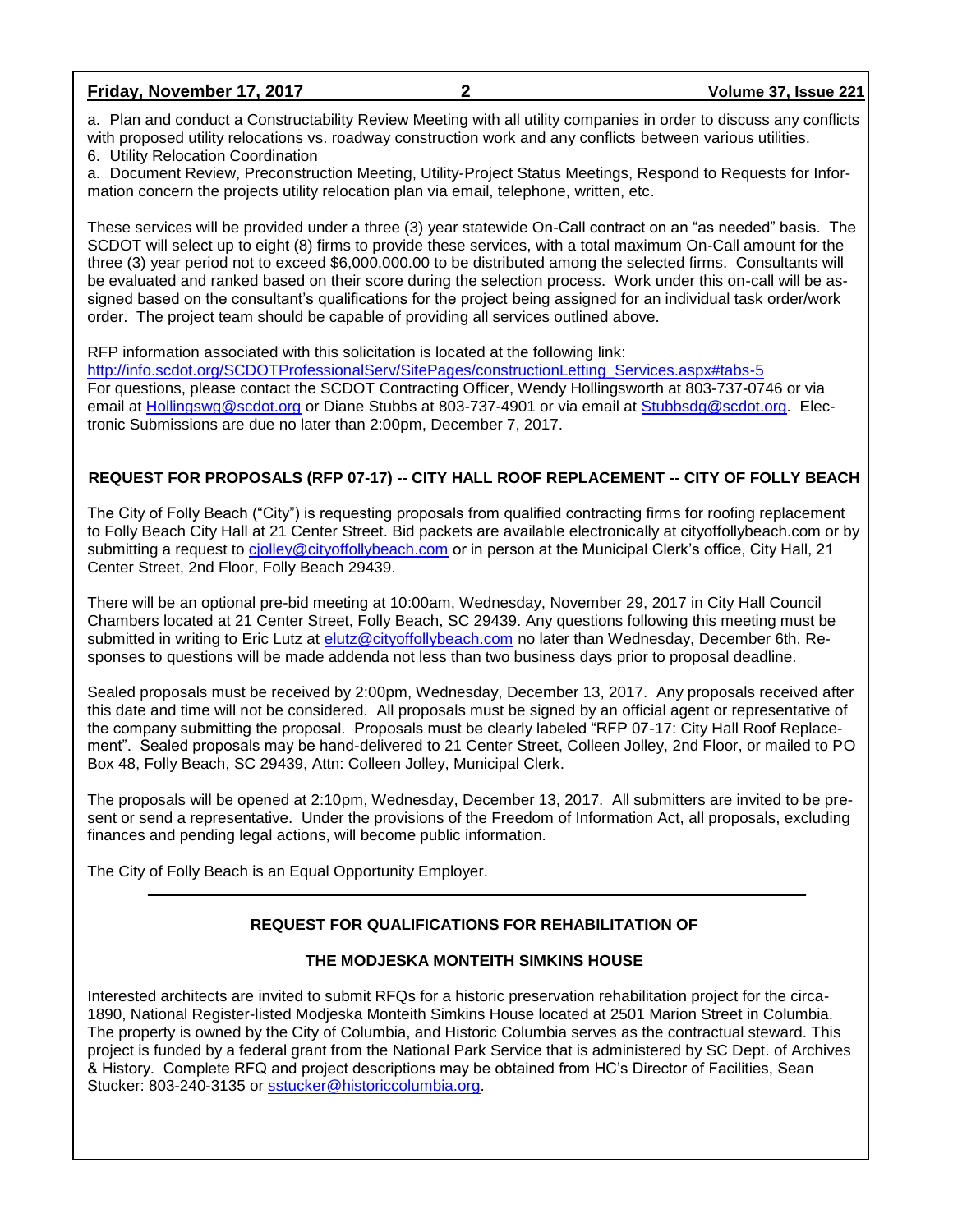a. Plan and conduct a Constructability Review Meeting with all utility companies in order to discuss any conflicts with proposed utility relocations vs. roadway construction work and any conflicts between various utilities.

6. Utility Relocation Coordination

a. Document Review, Preconstruction Meeting, Utility-Project Status Meetings, Respond to Requests for Information concern the projects utility relocation plan via email, telephone, written, etc.

These services will be provided under a three (3) year statewide On-Call contract on an "as needed" basis. The SCDOT will select up to eight (8) firms to provide these services, with a total maximum On-Call amount for the three (3) year period not to exceed $6,000,000.00 to be distributed among the selected firms. Consultants will be evaluated and ranked based on their score during the selection process. Work under this on-call will be assigned based on the consultant's qualifications for the project being assigned for an individual task order/work order. The project team should be capable of providing all services outlined above.

RFP information associated with this solicitation is located at the following link:
http://info.scdot.org/SCDOTProfessionalServ/SitePages/constructionLetting_Services.aspx#tabs-5
For questions, please contact the SCDOT Contracting Officer, Wendy Hollingsworth at 803-737-0746 or via email at Hollingswg@scdot.org or Diane Stubbs at 803-737-4901 or via email at Stubbsdg@scdot.org. Electronic Submissions are due no later than 2:00pm, December 7, 2017.

---

## REQUEST FOR PROPOSALS (RFP 07-17) -- CITY HALL ROOF REPLACEMENT -- CITY OF FOLLY BEACH

The City of Folly Beach ("City") is requesting proposals from qualified contracting firms for roofing replacement to Folly Beach City Hall at 21 Center Street. Bid packets are available electronically at cityoffollybeach.com or by submitting a request to cjolley@cityoffollybeach.com or in person at the Municipal Clerk's office, City Hall, 21 Center Street, 2nd Floor, Folly Beach 29439.

There will be an optional pre-bid meeting at 10:00am, Wednesday, November 29, 2017 in City Hall Council Chambers located at 21 Center Street, Folly Beach, SC 29439. Any questions following this meeting must be submitted in writing to Eric Lutz at elutz@cityoffollybeach.com no later than Wednesday, December 6th. Responses to questions will be made addenda not less than two business days prior to proposal deadline.

Sealed proposals must be received by 2:00pm, Wednesday, December 13, 2017. Any proposals received after this date and time will not be considered. All proposals must be signed by an official agent or representative of the company submitting the proposal. Proposals must be clearly labeled "RFP 07-17: City Hall Roof Replacement". Sealed proposals may be hand-delivered to 21 Center Street, Colleen Jolley, 2nd Floor, or mailed to PO Box 48, Folly Beach, SC 29439, Attn: Colleen Jolley, Municipal Clerk.

The proposals will be opened at 2:10pm, Wednesday, December 13, 2017. All submitters are invited to be present or send a representative. Under the provisions of the Freedom of Information Act, all proposals, excluding finances and pending legal actions, will become public information.

The City of Folly Beach is an Equal Opportunity Employer.

---

## REQUEST FOR QUALIFICATIONS FOR REHABILITATION OF THE MODJESKA MONTEITH SIMKINS HOUSE

Interested architects are invited to submit RFQs for a historic preservation rehabilitation project for the circa-1890, National Register-listed Modjeska Monteith Simkins House located at 2501 Marion Street in Columbia. The property is owned by the City of Columbia, and Historic Columbia serves as the contractual steward. This project is funded by a federal grant from the National Park Service that is administered by SC Dept. of Archives & History. Complete RFQ and project descriptions may be obtained from HC's Director of Facilities, Sean Stucker: 803-240-3135 or sstucker@historiccolumbia.org.

---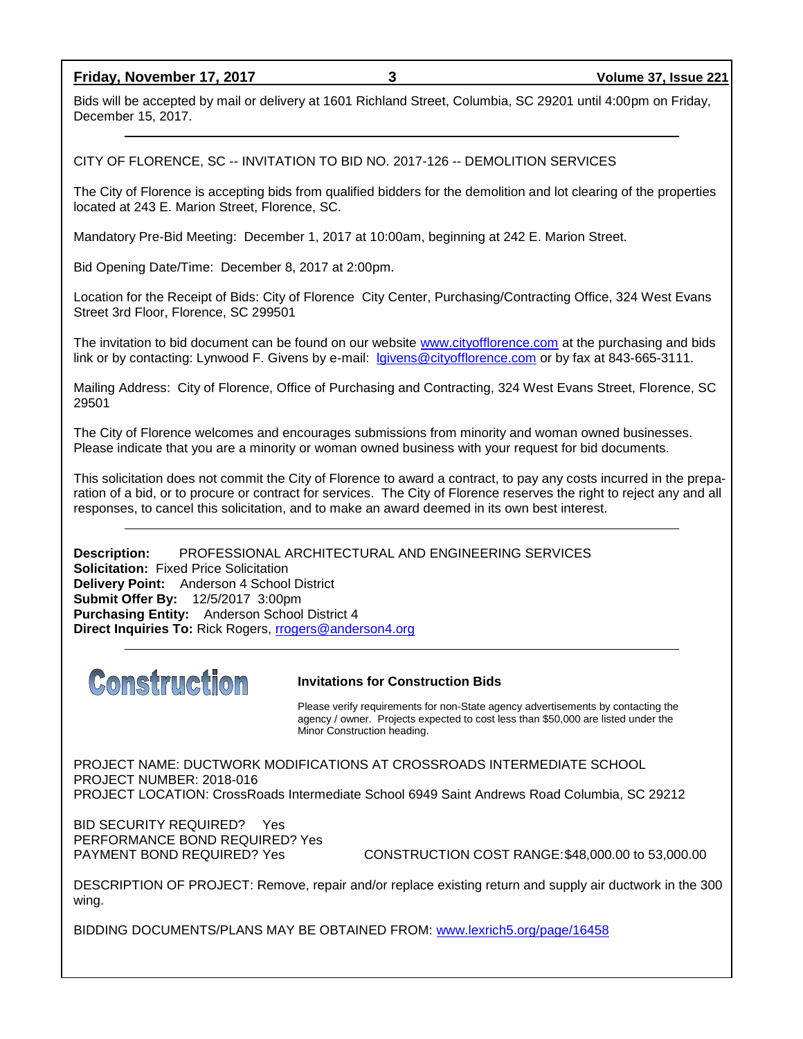Bids will be accepted by mail or delivery at 1601 Richland Street, Columbia, SC 29201 until 4:00pm on Friday, December 15, 2017.

---

CITY OF FLORENCE, SC -- INVITATION TO BID NO. 2017-126 -- DEMOLITION SERVICES

The City of Florence is accepting bids from qualified bidders for the demolition and lot clearing of the properties located at 243 E. Marion Street, Florence, SC.

Mandatory Pre-Bid Meeting: December 1, 2017 at 10:00am, beginning at 242 E. Marion Street.

Bid Opening Date/Time: December 8, 2017 at 2:00pm.

Location for the Receipt of Bids: City of Florence City Center, Purchasing/Contracting Office, 324 West Evans Street 3rd Floor, Florence, SC 299501

The invitation to bid document can be found on our website www.cityofflorence.com at the purchasing and bids link or by contacting: Lynwood F. Givens by e-mail: lgivens@cityofflorence.com or by fax at 843-665-3111.

Mailing Address: City of Florence, Office of Purchasing and Contracting, 324 West Evans Street, Florence, SC 29501

The City of Florence welcomes and encourages submissions from minority and woman owned businesses. Please indicate that you are a minority or woman owned business with your request for bid documents.

This solicitation does not commit the City of Florence to award a contract, to pay any costs incurred in the preparation of a bid, or to procure or contract for services. The City of Florence reserves the right to reject any and all responses, to cancel this solicitation, and to make an award deemed in its own best interest.

---

**Description:** PROFESSIONAL ARCHITECTURAL AND ENGINEERING SERVICES
**Solicitation:** Fixed Price Solicitation
**Delivery Point:** Anderson 4 School District
**Submit Offer By:** 12/5/2017 3:00pm
**Purchasing Entity:** Anderson School District 4
**Direct Inquiries To:** Rick Rogers, rrogers@anderson4.org

---

# Construction

### Invitations for Construction Bids

Please verify requirements for non-State agency advertisements by contacting the agency / owner. Projects expected to cost less than $50,000 are listed under the Minor Construction heading.

PROJECT NAME: DUCTWORK MODIFICATIONS AT CROSSROADS INTERMEDIATE SCHOOL
PROJECT NUMBER: 2018-016
PROJECT LOCATION: CrossRoads Intermediate School 6949 Saint Andrews Road Columbia, SC 29212

BID SECURITY REQUIRED? Yes
PERFORMANCE BOND REQUIRED? Yes
PAYMENT BOND REQUIRED? Yes
CONSTRUCTION COST RANGE: $48,000.00 to 53,000.00

DESCRIPTION OF PROJECT: Remove, repair and/or replace existing return and supply air ductwork in the 300 wing.

BIDDING DOCUMENTS/PLANS MAY BE OBTAINED FROM: www.lexrich5.org/page/16458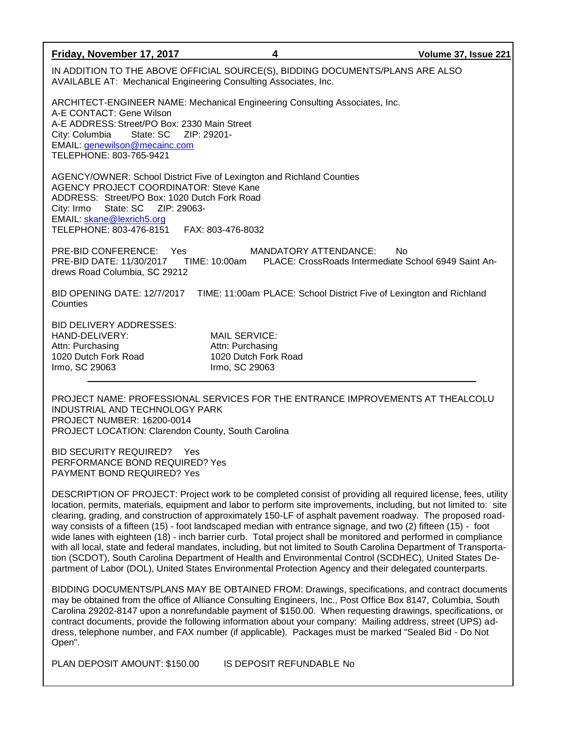IN ADDITION TO THE ABOVE OFFICIAL SOURCE(S), BIDDING DOCUMENTS/PLANS ARE ALSO AVAILABLE AT: Mechanical Engineering Consulting Associates, Inc.

ARCHITECT-ENGINEER NAME: Mechanical Engineering Consulting Associates, Inc.
A-E CONTACT: Gene Wilson
A-E ADDRESS: Street/PO Box: 2330 Main Street
City: Columbia State: SC ZIP: 29201-
EMAIL: genewilson@mecainc.com
TELEPHONE: 803-765-9421

AGENCY/OWNER: School District Five of Lexington and Richland Counties
AGENCY PROJECT COORDINATOR: Steve Kane
ADDRESS: Street/PO Box: 1020 Dutch Fork Road
City: Irmo State: SC ZIP: 29063-
EMAIL: skane@lexrich5.org
TELEPHONE: 803-476-8151 FAX: 803-476-8032

PRE-BID CONFERENCE: Yes MANDATORY ATTENDANCE: No
PRE-BID DATE: 11/30/2017 TIME: 10:00am PLACE: CrossRoads Intermediate School 6949 Saint Andrews Road Columbia, SC 29212

BID OPENING DATE: 12/7/2017 TIME: 11:00am PLACE: School District Five of Lexington and Richland Counties

BID DELIVERY ADDRESSES:

| HAND-DELIVERY: | MAIL SERVICE: |
|---|---|
| Attn: Purchasing | Attn: Purchasing |
| 1020 Dutch Fork Road | 1020 Dutch Fork Road |
| Irmo, SC 29063 | Irmo, SC 29063 |

---

PROJECT NAME: PROFESSIONAL SERVICES FOR THE ENTRANCE IMPROVEMENTS AT THEALCOLU INDUSTRIAL AND TECHNOLOGY PARK
PROJECT NUMBER: 16200-0014
PROJECT LOCATION: Clarendon County, South Carolina

BID SECURITY REQUIRED? Yes
PERFORMANCE BOND REQUIRED? Yes
PAYMENT BOND REQUIRED? Yes

DESCRIPTION OF PROJECT: Project work to be completed consist of providing all required license, fees, utility location, permits, materials, equipment and labor to perform site improvements, including, but not limited to: site clearing, grading, and construction of approximately 150-LF of asphalt pavement roadway. The proposed roadway consists of a fifteen (15) - foot landscaped median with entrance signage, and two (2) fifteen (15) - foot wide lanes with eighteen (18) - inch barrier curb. Total project shall be monitored and performed in compliance with all local, state and federal mandates, including, but not limited to South Carolina Department of Transportation (SCDOT), South Carolina Department of Health and Environmental Control (SCDHEC), United States Department of Labor (DOL), United States Environmental Protection Agency and their delegated counterparts.

BIDDING DOCUMENTS/PLANS MAY BE OBTAINED FROM: Drawings, specifications, and contract documents may be obtained from the office of Alliance Consulting Engineers, Inc., Post Office Box 8147, Columbia, South Carolina 29202-8147 upon a nonrefundable payment of $150.00. When requesting drawings, specifications, or contract documents, provide the following information about your company: Mailing address, street (UPS) address, telephone number, and FAX number (if applicable). Packages must be marked "Sealed Bid - Do Not Open".

PLAN DEPOSIT AMOUNT: $150.00 IS DEPOSIT REFUNDABLE No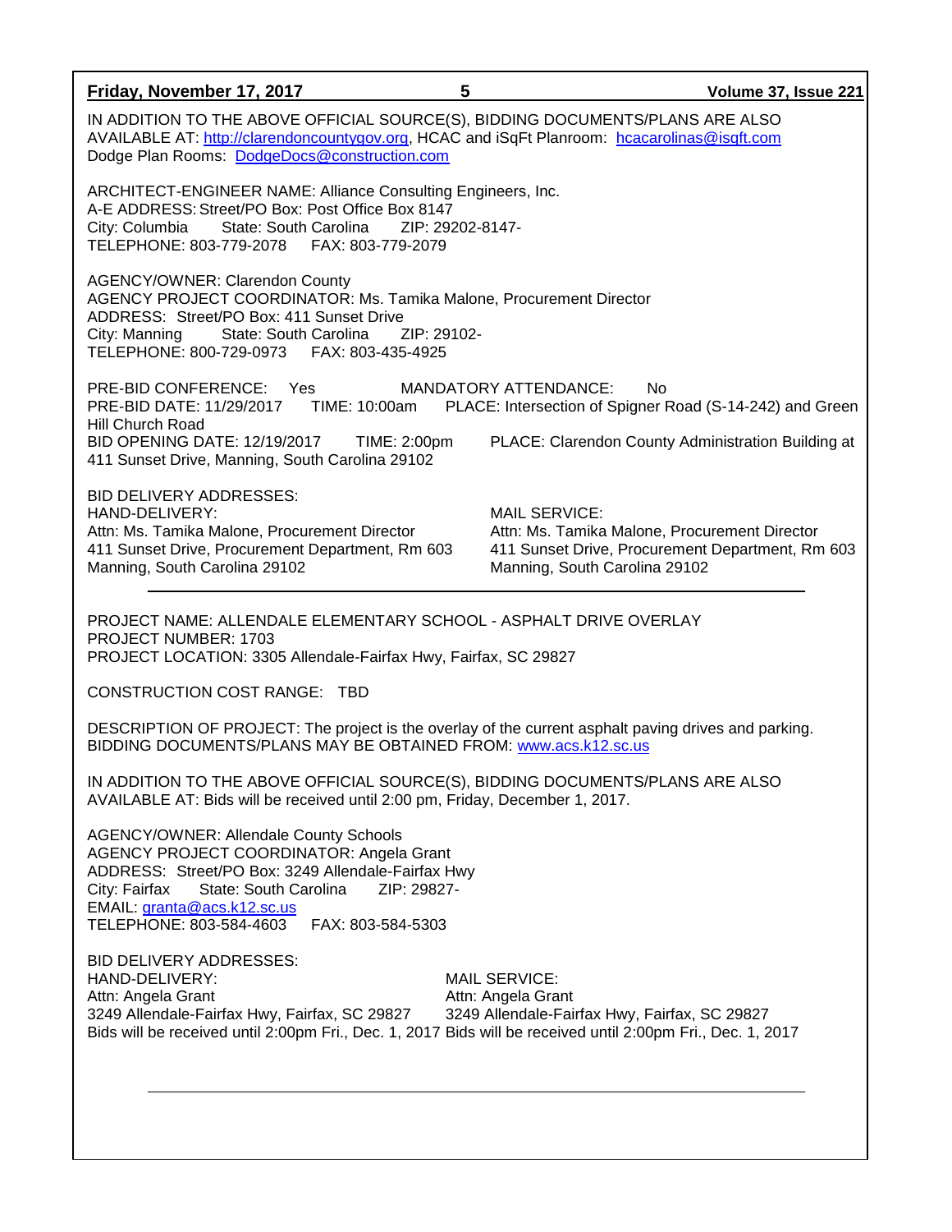IN ADDITION TO THE ABOVE OFFICIAL SOURCE(S), BIDDING DOCUMENTS/PLANS ARE ALSO AVAILABLE AT: http://clarendoncountygov.org, HCAC and iSqFt Planroom: hcacarolinas@isqft.com
Dodge Plan Rooms: DodgeDocs@construction.com

ARCHITECT-ENGINEER NAME: Alliance Consulting Engineers, Inc.
A-E ADDRESS: Street/PO Box: Post Office Box 8147
City: Columbia State: South Carolina ZIP: 29202-8147-
TELEPHONE: 803-779-2078 FAX: 803-779-2079

AGENCY/OWNER: Clarendon County
AGENCY PROJECT COORDINATOR: Ms. Tamika Malone, Procurement Director
ADDRESS: Street/PO Box: 411 Sunset Drive
City: Manning State: South Carolina ZIP: 29102-
TELEPHONE: 800-729-0973 FAX: 803-435-4925

PRE-BID CONFERENCE: Yes MANDATORY ATTENDANCE: No
PRE-BID DATE: 11/29/2017 TIME: 10:00am PLACE: Intersection of Spigner Road (S-14-242) and Green Hill Church Road
BID OPENING DATE: 12/19/2017 TIME: 2:00pm PLACE: Clarendon County Administration Building at 411 Sunset Drive, Manning, South Carolina 29102

BID DELIVERY ADDRESSES:

HAND-DELIVERY:
Attn: Ms. Tamika Malone, Procurement Director
411 Sunset Drive, Procurement Department, Rm 603
Manning, South Carolina 29102

MAIL SERVICE:
Attn: Ms. Tamika Malone, Procurement Director
411 Sunset Drive, Procurement Department, Rm 603
Manning, South Carolina 29102

---

PROJECT NAME: ALLENDALE ELEMENTARY SCHOOL - ASPHALT DRIVE OVERLAY
PROJECT NUMBER: 1703
PROJECT LOCATION: 3305 Allendale-Fairfax Hwy, Fairfax, SC 29827

CONSTRUCTION COST RANGE: TBD

DESCRIPTION OF PROJECT: The project is the overlay of the current asphalt paving drives and parking.
BIDDING DOCUMENTS/PLANS MAY BE OBTAINED FROM: www.acs.k12.sc.us

IN ADDITION TO THE ABOVE OFFICIAL SOURCE(S), BIDDING DOCUMENTS/PLANS ARE ALSO AVAILABLE AT: Bids will be received until 2:00 pm, Friday, December 1, 2017.

AGENCY/OWNER: Allendale County Schools
AGENCY PROJECT COORDINATOR: Angela Grant
ADDRESS: Street/PO Box: 3249 Allendale-Fairfax Hwy
City: Fairfax State: South Carolina ZIP: 29827-
EMAIL: granta@acs.k12.sc.us
TELEPHONE: 803-584-4603 FAX: 803-584-5303

BID DELIVERY ADDRESSES:

HAND-DELIVERY:
Attn: Angela Grant
3249 Allendale-Fairfax Hwy, Fairfax, SC 29827
Bids will be received until 2:00pm Fri., Dec. 1, 2017

MAIL SERVICE:
Attn: Angela Grant
3249 Allendale-Fairfax Hwy, Fairfax, SC 29827
Bids will be received until 2:00pm Fri., Dec. 1, 2017

---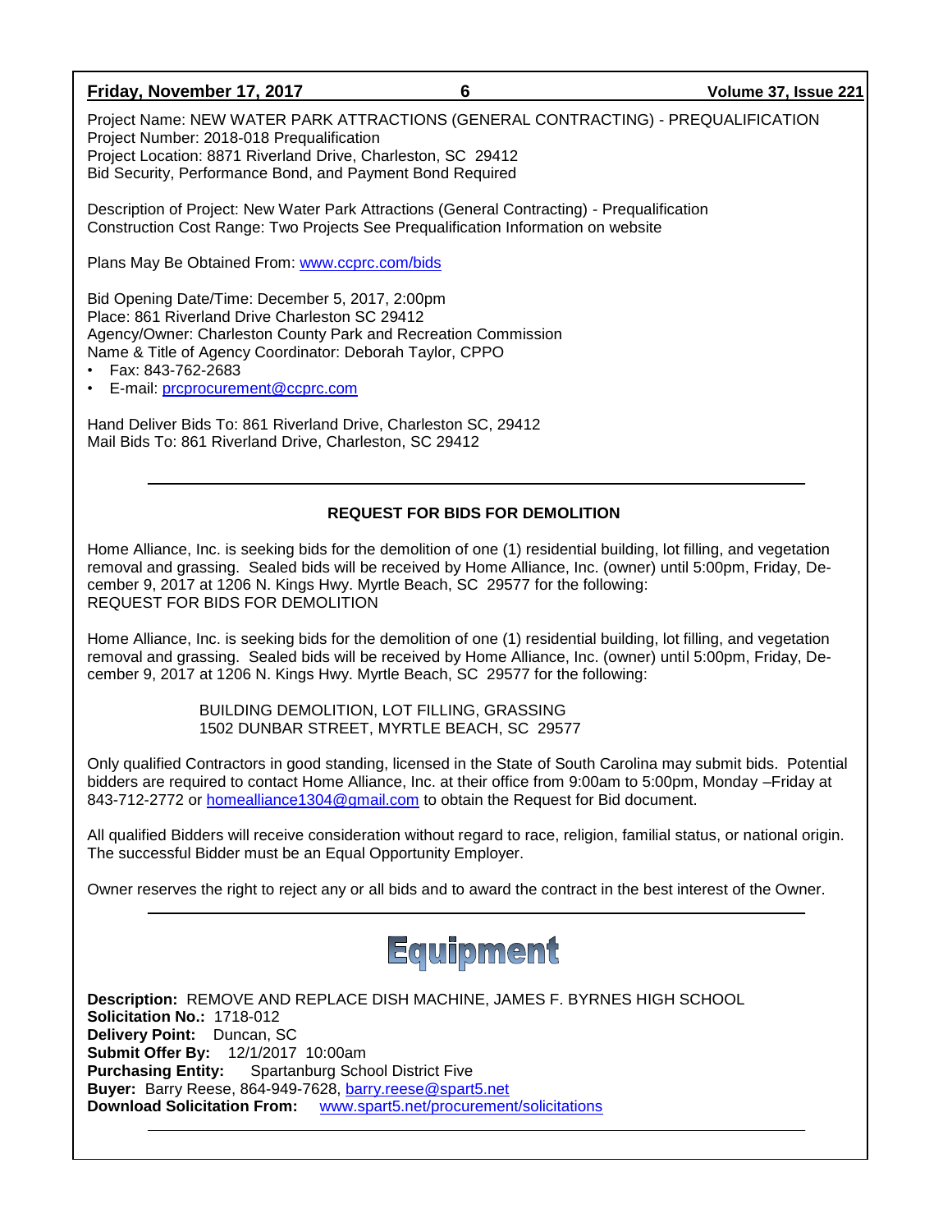Project Name: NEW WATER PARK ATTRACTIONS (GENERAL CONTRACTING) - PREQUALIFICATION
Project Number: 2018-018 Prequalification
Project Location: 8871 Riverland Drive, Charleston, SC 29412
Bid Security, Performance Bond, and Payment Bond Required

Description of Project: New Water Park Attractions (General Contracting) - Prequalification
Construction Cost Range: Two Projects See Prequalification Information on website

Plans May Be Obtained From: www.ccprc.com/bids

Bid Opening Date/Time: December 5, 2017, 2:00pm
Place: 861 Riverland Drive Charleston SC 29412
Agency/Owner: Charleston County Park and Recreation Commission
Name & Title of Agency Coordinator: Deborah Taylor, CPPO

- Fax: 843-762-2683
- E-mail: prcprocurement@ccprc.com

Hand Deliver Bids To: 861 Riverland Drive, Charleston SC, 29412
Mail Bids To: 861 Riverland Drive, Charleston, SC 29412

---

**REQUEST FOR BIDS FOR DEMOLITION**

Home Alliance, Inc. is seeking bids for the demolition of one (1) residential building, lot filling, and vegetation removal and grassing. Sealed bids will be received by Home Alliance, Inc. (owner) until 5:00pm, Friday, December 9, 2017 at 1206 N. Kings Hwy. Myrtle Beach, SC 29577 for the following:
REQUEST FOR BIDS FOR DEMOLITION

Home Alliance, Inc. is seeking bids for the demolition of one (1) residential building, lot filling, and vegetation removal and grassing. Sealed bids will be received by Home Alliance, Inc. (owner) until 5:00pm, Friday, December 9, 2017 at 1206 N. Kings Hwy. Myrtle Beach, SC 29577 for the following:

BUILDING DEMOLITION, LOT FILLING, GRASSING
1502 DUNBAR STREET, MYRTLE BEACH, SC 29577

Only qualified Contractors in good standing, licensed in the State of South Carolina may submit bids. Potential bidders are required to contact Home Alliance, Inc. at their office from 9:00am to 5:00pm, Monday –Friday at 843-712-2772 or homealliance1304@gmail.com to obtain the Request for Bid document.

All qualified Bidders will receive consideration without regard to race, religion, familial status, or national origin. The successful Bidder must be an Equal Opportunity Employer.

Owner reserves the right to reject any or all bids and to award the contract in the best interest of the Owner.

---

# Equipment

**Description:** REMOVE AND REPLACE DISH MACHINE, JAMES F. BYRNES HIGH SCHOOL
**Solicitation No.:** 1718-012
**Delivery Point:** Duncan, SC
**Submit Offer By:** 12/1/2017 10:00am
**Purchasing Entity:** Spartanburg School District Five
**Buyer:** Barry Reese, 864-949-7628, barry.reese@spart5.net
**Download Solicitation From:** www.spart5.net/procurement/solicitations

---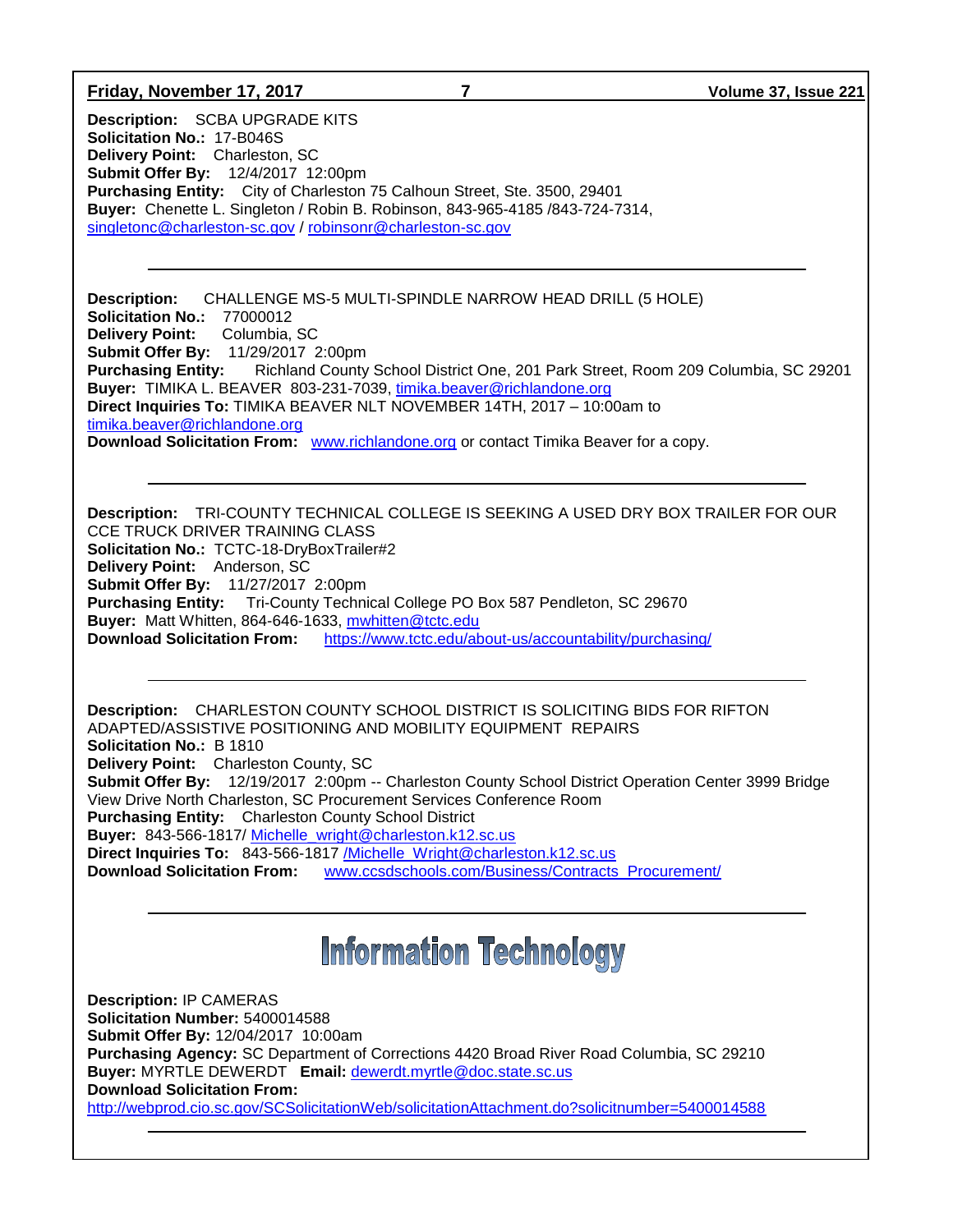**Description:** SCBA UPGRADE KITS
**Solicitation No.:** 17-B046S
**Delivery Point:** Charleston, SC
**Submit Offer By:** 12/4/2017 12:00pm
**Purchasing Entity:** City of Charleston 75 Calhoun Street, Ste. 3500, 29401
**Buyer:** Chenette L. Singleton / Robin B. Robinson, 843-965-4185 /843-724-7314, singletonc@charleston-sc.gov / robinsonr@charleston-sc.gov

---

**Description:** CHALLENGE MS-5 MULTI-SPINDLE NARROW HEAD DRILL (5 HOLE)
**Solicitation No.:** 77000012
**Delivery Point:** Columbia, SC
**Submit Offer By:** 11/29/2017 2:00pm
**Purchasing Entity:** Richland County School District One, 201 Park Street, Room 209 Columbia, SC 29201
**Buyer:** TIMIKA L. BEAVER 803-231-7039, timika.beaver@richlandone.org
**Direct Inquiries To:** TIMIKA BEAVER NLT NOVEMBER 14TH, 2017 – 10:00am to timika.beaver@richlandone.org
**Download Solicitation From:** www.richlandone.org or contact Timika Beaver for a copy.

---

**Description:** TRI-COUNTY TECHNICAL COLLEGE IS SEEKING A USED DRY BOX TRAILER FOR OUR CCE TRUCK DRIVER TRAINING CLASS
**Solicitation No.:** TCTC-18-DryBoxTrailer#2
**Delivery Point:** Anderson, SC
**Submit Offer By:** 11/27/2017 2:00pm
**Purchasing Entity:** Tri-County Technical College PO Box 587 Pendleton, SC 29670
**Buyer:** Matt Whitten, 864-646-1633, mwhitten@tctc.edu
**Download Solicitation From:** https://www.tctc.edu/about-us/accountability/purchasing/

---

**Description:** CHARLESTON COUNTY SCHOOL DISTRICT IS SOLICITING BIDS FOR RIFTON ADAPTED/ASSISTIVE POSITIONING AND MOBILITY EQUIPMENT REPAIRS
**Solicitation No.:** B 1810
**Delivery Point:** Charleston County, SC
**Submit Offer By:** 12/19/2017 2:00pm -- Charleston County School District Operation Center 3999 Bridge View Drive North Charleston, SC Procurement Services Conference Room
**Purchasing Entity:** Charleston County School District
**Buyer:** 843-566-1817/ Michelle_wright@charleston.k12.sc.us
**Direct Inquiries To:** 843-566-1817 /Michelle_Wright@charleston.k12.sc.us
**Download Solicitation From:** www.ccsdschools.com/Business/Contracts_Procurement/

---

# Information Technology

**Description:** IP CAMERAS
**Solicitation Number:** 5400014588
**Submit Offer By:** 12/04/2017 10:00am
**Purchasing Agency:** SC Department of Corrections 4420 Broad River Road Columbia, SC 29210
**Buyer:** MYRTLE DEWERDT **Email:** dewerdt.myrtle@doc.state.sc.us
**Download Solicitation From:**
http://webprod.cio.sc.gov/SCSolicitationWeb/solicitationAttachment.do?solicitnumber=5400014588

---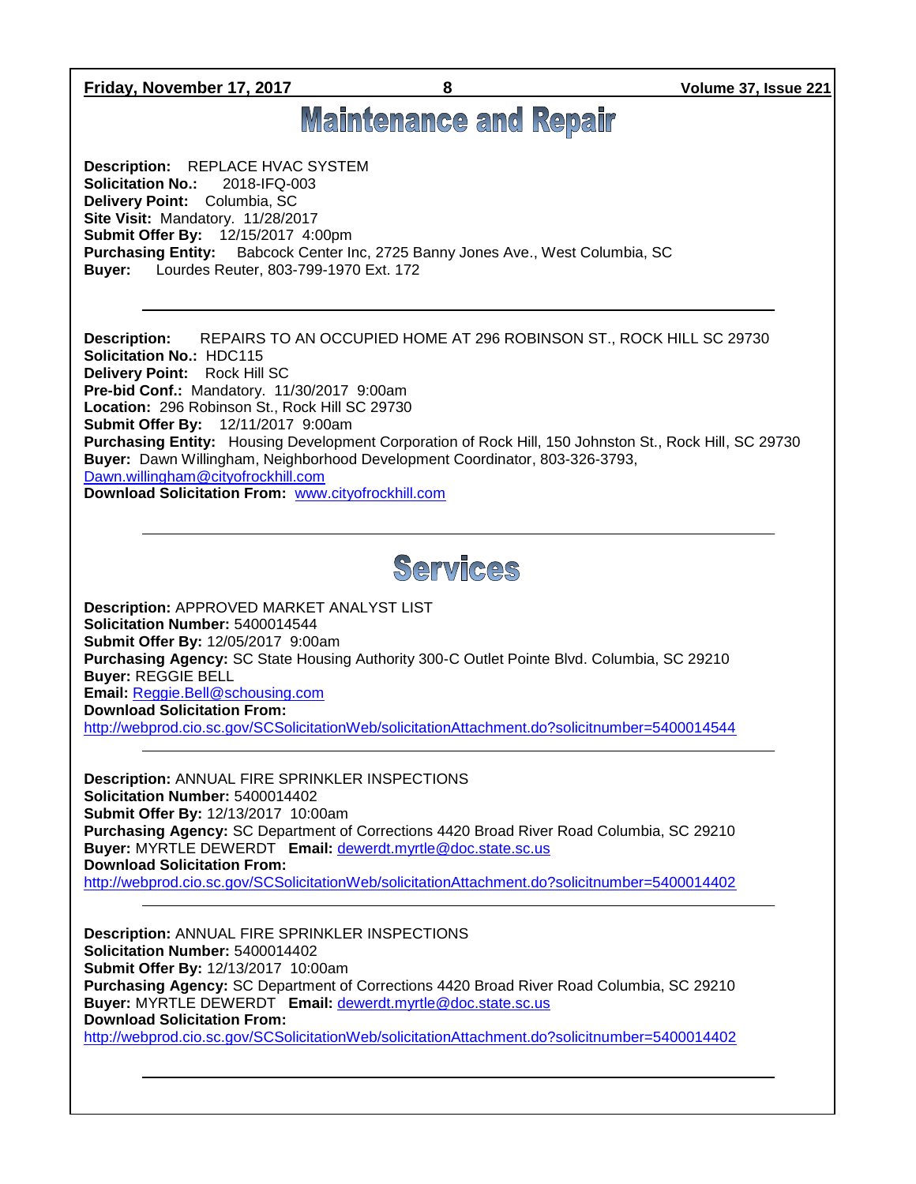# Maintenance and Repair

**Description:** REPLACE HVAC SYSTEM
**Solicitation No.:** 2018-IFQ-003
**Delivery Point:** Columbia, SC
**Site Visit:** Mandatory. 11/28/2017
**Submit Offer By:** 12/15/2017 4:00pm
**Purchasing Entity:** Babcock Center Inc, 2725 Banny Jones Ave., West Columbia, SC
**Buyer:** Lourdes Reuter, 803-799-1970 Ext. 172

---

**Description:** REPAIRS TO AN OCCUPIED HOME AT 296 ROBINSON ST., ROCK HILL SC 29730
**Solicitation No.:** HDC115
**Delivery Point:** Rock Hill SC
**Pre-bid Conf.:** Mandatory. 11/30/2017 9:00am
**Location:** 296 Robinson St., Rock Hill SC 29730
**Submit Offer By:** 12/11/2017 9:00am
**Purchasing Entity:** Housing Development Corporation of Rock Hill, 150 Johnston St., Rock Hill, SC 29730
**Buyer:** Dawn Willingham, Neighborhood Development Coordinator, 803-326-3793, Dawn.willingham@cityofrockhill.com
**Download Solicitation From:** www.cityofrockhill.com

---

# Services

**Description:** APPROVED MARKET ANALYST LIST
**Solicitation Number:** 5400014544
**Submit Offer By:** 12/05/2017 9:00am
**Purchasing Agency:** SC State Housing Authority 300-C Outlet Pointe Blvd. Columbia, SC 29210
**Buyer:** REGGIE BELL
**Email:** Reggie.Bell@schousing.com
**Download Solicitation From:**
http://webprod.cio.sc.gov/SCSolicitationWeb/solicitationAttachment.do?solicitnumber=5400014544

---

**Description:** ANNUAL FIRE SPRINKLER INSPECTIONS
**Solicitation Number:** 5400014402
**Submit Offer By:** 12/13/2017 10:00am
**Purchasing Agency:** SC Department of Corrections 4420 Broad River Road Columbia, SC 29210
**Buyer:** MYRTLE DEWERDT **Email:** dewerdt.myrtle@doc.state.sc.us
**Download Solicitation From:**
http://webprod.cio.sc.gov/SCSolicitationWeb/solicitationAttachment.do?solicitnumber=5400014402

---

**Description:** ANNUAL FIRE SPRINKLER INSPECTIONS
**Solicitation Number:** 5400014402
**Submit Offer By:** 12/13/2017 10:00am
**Purchasing Agency:** SC Department of Corrections 4420 Broad River Road Columbia, SC 29210
**Buyer:** MYRTLE DEWERDT **Email:** dewerdt.myrtle@doc.state.sc.us
**Download Solicitation From:**
http://webprod.cio.sc.gov/SCSolicitationWeb/solicitationAttachment.do?solicitnumber=5400014402

---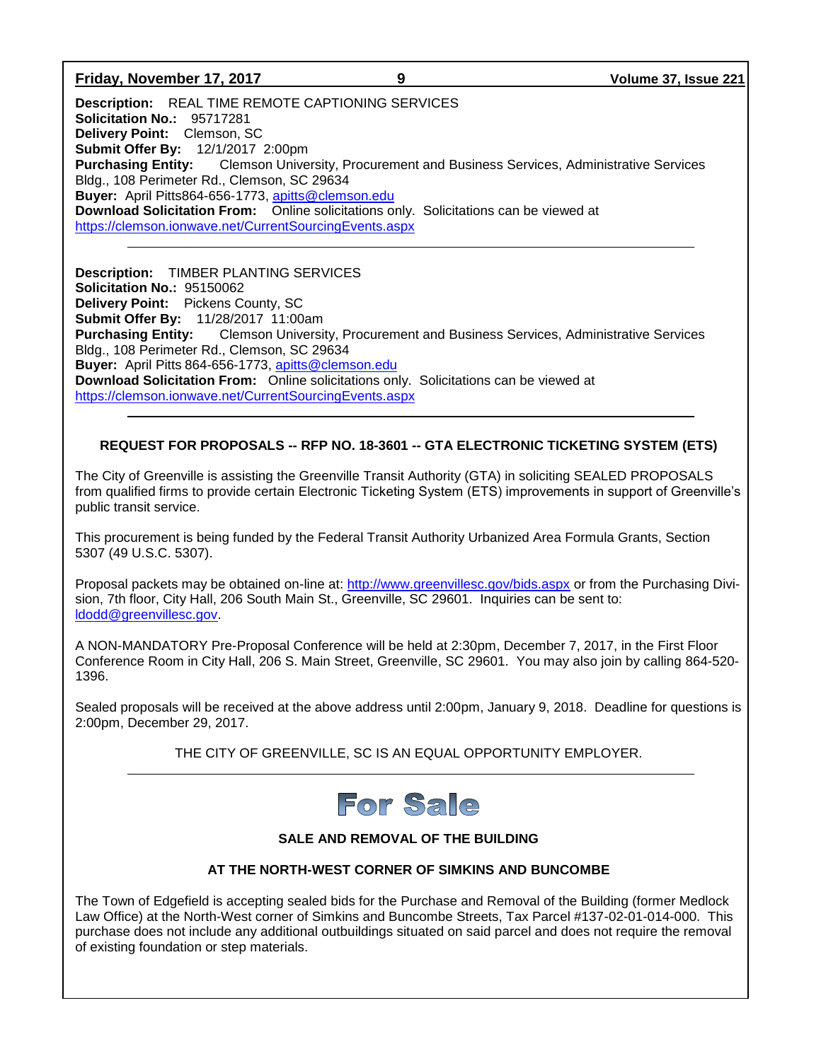**Description:** REAL TIME REMOTE CAPTIONING SERVICES
**Solicitation No.:** 95717281
**Delivery Point:** Clemson, SC
**Submit Offer By:** 12/1/2017 2:00pm
**Purchasing Entity:** Clemson University, Procurement and Business Services, Administrative Services Bldg., 108 Perimeter Rd., Clemson, SC 29634
**Buyer:** April Pitts864-656-1773, apitts@clemson.edu
**Download Solicitation From:** Online solicitations only. Solicitations can be viewed at https://clemson.ionwave.net/CurrentSourcingEvents.aspx

---

**Description:** TIMBER PLANTING SERVICES
**Solicitation No.:** 95150062
**Delivery Point:** Pickens County, SC
**Submit Offer By:** 11/28/2017 11:00am
**Purchasing Entity:** Clemson University, Procurement and Business Services, Administrative Services Bldg., 108 Perimeter Rd., Clemson, SC 29634
**Buyer:** April Pitts 864-656-1773, apitts@clemson.edu
**Download Solicitation From:** Online solicitations only. Solicitations can be viewed at https://clemson.ionwave.net/CurrentSourcingEvents.aspx

---

**REQUEST FOR PROPOSALS -- RFP NO. 18-3601 -- GTA ELECTRONIC TICKETING SYSTEM (ETS)**

The City of Greenville is assisting the Greenville Transit Authority (GTA) in soliciting SEALED PROPOSALS from qualified firms to provide certain Electronic Ticketing System (ETS) improvements in support of Greenville's public transit service.

This procurement is being funded by the Federal Transit Authority Urbanized Area Formula Grants, Section 5307 (49 U.S.C. 5307).

Proposal packets may be obtained on-line at: http://www.greenvillesc.gov/bids.aspx or from the Purchasing Division, 7th floor, City Hall, 206 South Main St., Greenville, SC 29601. Inquiries can be sent to: ldodd@greenvillesc.gov.

A NON-MANDATORY Pre-Proposal Conference will be held at 2:30pm, December 7, 2017, in the First Floor Conference Room in City Hall, 206 S. Main Street, Greenville, SC 29601. You may also join by calling 864-520-1396.

Sealed proposals will be received at the above address until 2:00pm, January 9, 2018. Deadline for questions is 2:00pm, December 29, 2017.

THE CITY OF GREENVILLE, SC IS AN EQUAL OPPORTUNITY EMPLOYER.

---

# For Sale

**SALE AND REMOVAL OF THE BUILDING**

**AT THE NORTH-WEST CORNER OF SIMKINS AND BUNCOMBE**

The Town of Edgefield is accepting sealed bids for the Purchase and Removal of the Building (former Medlock Law Office) at the North-West corner of Simkins and Buncombe Streets, Tax Parcel #137-02-01-014-000. This purchase does not include any additional outbuildings situated on said parcel and does not require the removal of existing foundation or step materials.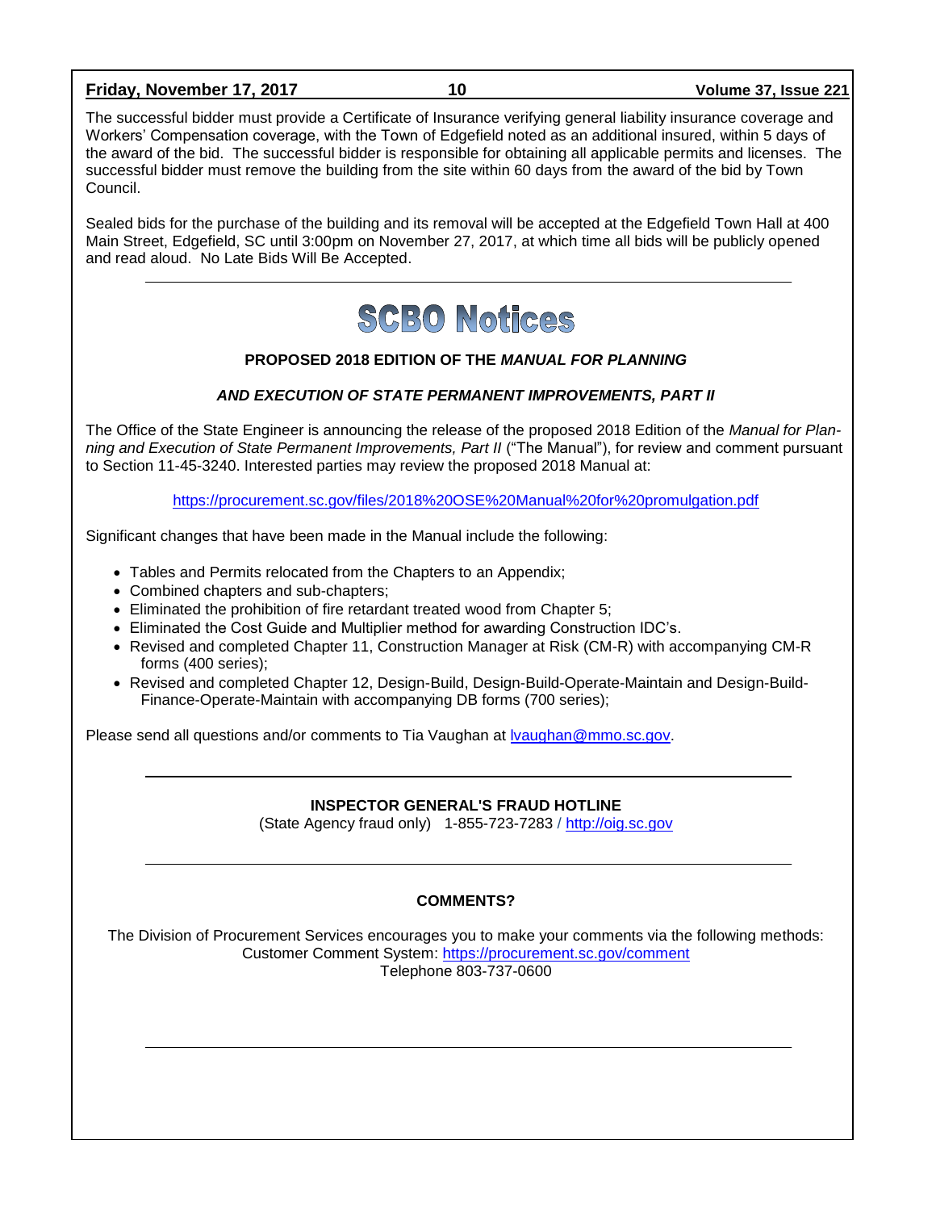The successful bidder must provide a Certificate of Insurance verifying general liability insurance coverage and Workers' Compensation coverage, with the Town of Edgefield noted as an additional insured, within 5 days of the award of the bid. The successful bidder is responsible for obtaining all applicable permits and licenses. The successful bidder must remove the building from the site within 60 days from the award of the bid by Town Council.

Sealed bids for the purchase of the building and its removal will be accepted at the Edgefield Town Hall at 400 Main Street, Edgefield, SC until 3:00pm on November 27, 2017, at which time all bids will be publicly opened and read aloud. No Late Bids Will Be Accepted.

---

# SCBO Notices

**PROPOSED 2018 EDITION OF THE *MANUAL FOR PLANNING AND EXECUTION OF STATE PERMANENT IMPROVEMENTS, PART II***

The Office of the State Engineer is announcing the release of the proposed 2018 Edition of the *Manual for Planning and Execution of State Permanent Improvements, Part II* ("The Manual"), for review and comment pursuant to Section 11-45-3240. Interested parties may review the proposed 2018 Manual at:

https://procurement.sc.gov/files/2018%20OSE%20Manual%20for%20promulgation.pdf

Significant changes that have been made in the Manual include the following:

- Tables and Permits relocated from the Chapters to an Appendix;
- Combined chapters and sub-chapters;
- Eliminated the prohibition of fire retardant treated wood from Chapter 5;
- Eliminated the Cost Guide and Multiplier method for awarding Construction IDC's.
- Revised and completed Chapter 11, Construction Manager at Risk (CM-R) with accompanying CM-R forms (400 series);
- Revised and completed Chapter 12, Design-Build, Design-Build-Operate-Maintain and Design-Build-Finance-Operate-Maintain with accompanying DB forms (700 series);

Please send all questions and/or comments to Tia Vaughan at lvaughan@mmo.sc.gov.

---

**INSPECTOR GENERAL'S FRAUD HOTLINE**

(State Agency fraud only) 1-855-723-7283 / http://oig.sc.gov

---

**COMMENTS?**

The Division of Procurement Services encourages you to make your comments via the following methods:
Customer Comment System: https://procurement.sc.gov/comment
Telephone 803-737-0600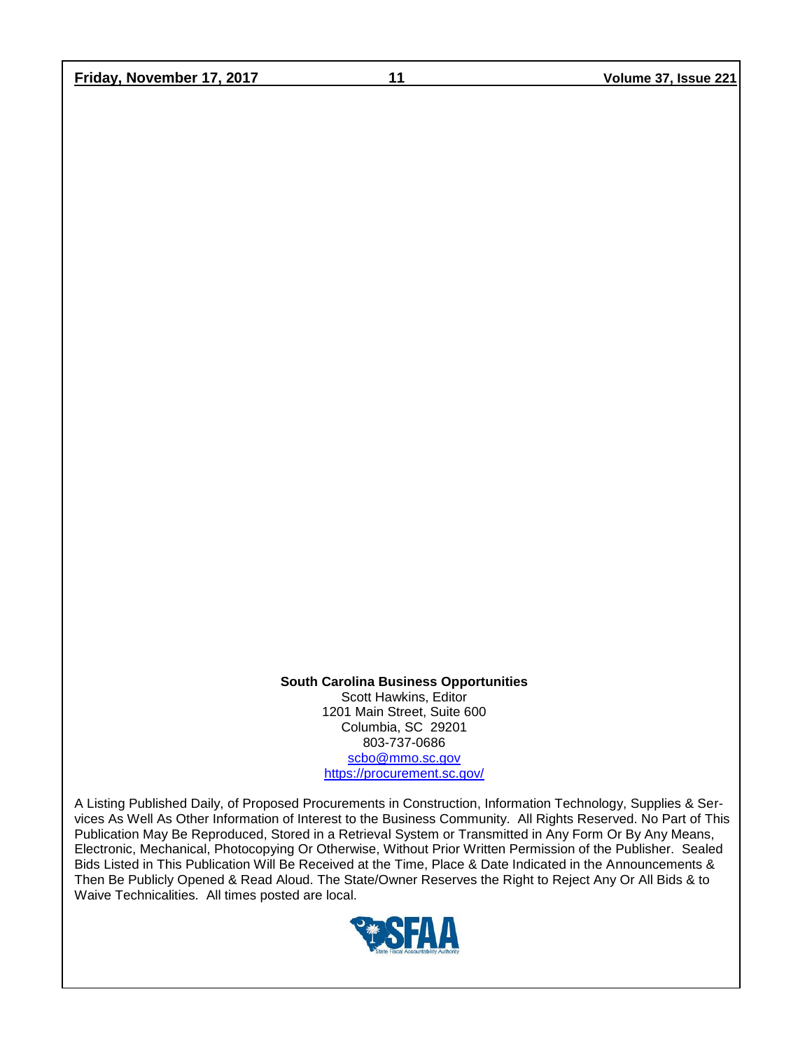**South Carolina Business Opportunities**
Scott Hawkins, Editor
1201 Main Street, Suite 600
Columbia, SC 29201
803-737-0686
scbo@mmo.sc.gov
https://procurement.sc.gov/

A Listing Published Daily, of Proposed Procurements in Construction, Information Technology, Supplies & Services As Well As Other Information of Interest to the Business Community. All Rights Reserved. No Part of This Publication May Be Reproduced, Stored in a Retrieval System or Transmitted in Any Form Or By Any Means, Electronic, Mechanical, Photocopying Or Otherwise, Without Prior Written Permission of the Publisher. Sealed Bids Listed in This Publication Will Be Received at the Time, Place & Date Indicated in the Announcements & Then Be Publicly Opened & Read Aloud. The State/Owner Reserves the Right to Reject Any Or All Bids & to Waive Technicalities. All times posted are local.

SFAA
State Fiscal Accountability Authority